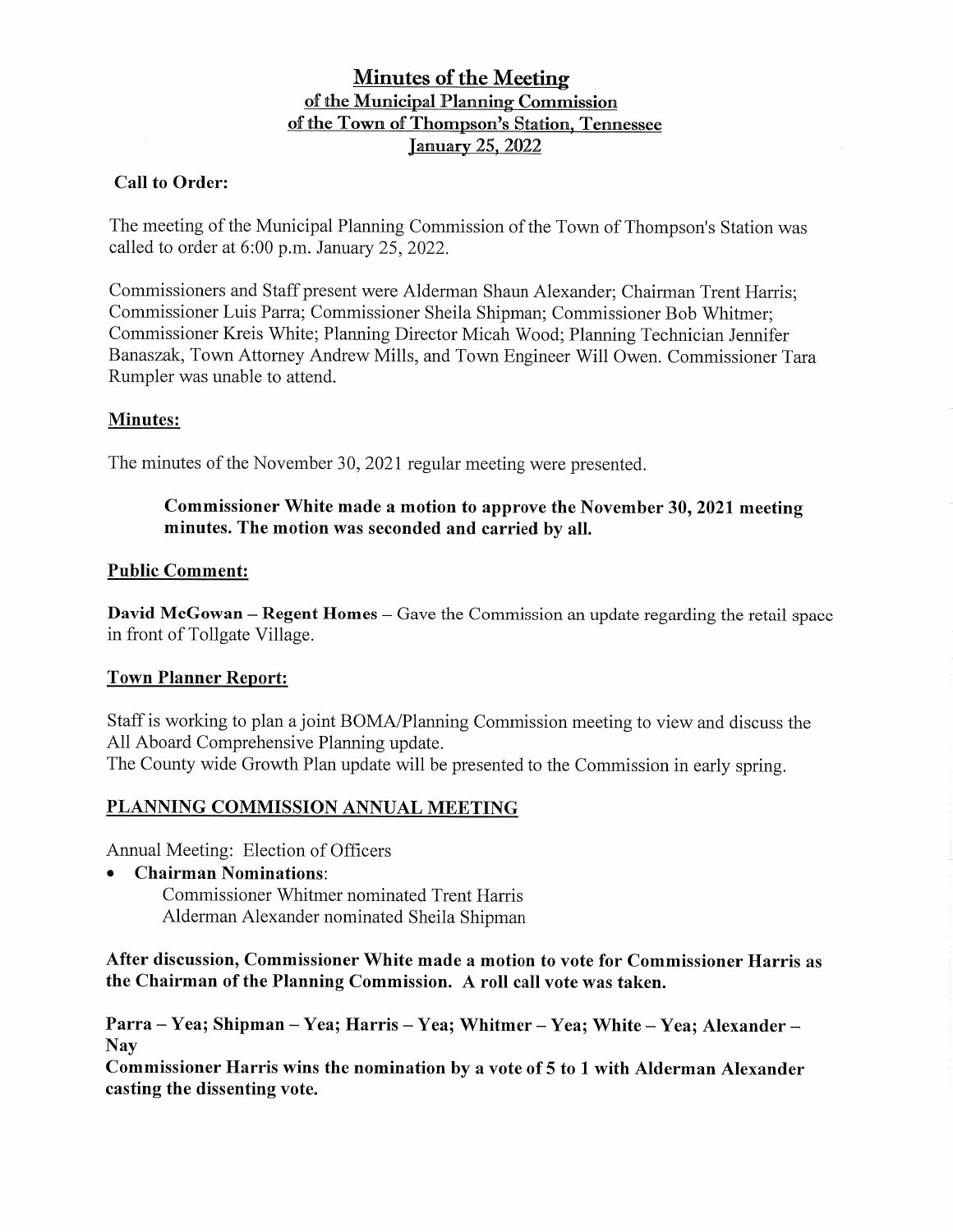# Minutes of the Meeting
## of the Municipal Planning Commission
## of the Town of Thompson's Station, Tennessee
## January 25, 2022

**Call to Order:**

The meeting of the Municipal Planning Commission of the Town of Thompson's Station was called to order at 6:00 p.m. January 25, 2022.

Commissioners and Staff present were Alderman Shaun Alexander; Chairman Trent Harris; Commissioner Luis Parra; Commissioner Sheila Shipman; Commissioner Bob Whitmer; Commissioner Kreis White; Planning Director Micah Wood; Planning Technician Jennifer Banaszak, Town Attorney Andrew Mills, and Town Engineer Will Owen. Commissioner Tara Rumpler was unable to attend.

**Minutes:**

The minutes of the November 30, 2021 regular meeting were presented.

> **Commissioner White made a motion to approve the November 30, 2021 meeting minutes. The motion was seconded and carried by all.**

**Public Comment:**

**David McGowan – Regent Homes** – Gave the Commission an update regarding the retail space in front of Tollgate Village.

**Town Planner Report:**

Staff is working to plan a joint BOMA/Planning Commission meeting to view and discuss the All Aboard Comprehensive Planning update.
The County wide Growth Plan update will be presented to the Commission in early spring.

**PLANNING COMMISSION ANNUAL MEETING**

Annual Meeting: Election of Officers

- **Chairman Nominations**:
  Commissioner Whitmer nominated Trent Harris
  Alderman Alexander nominated Sheila Shipman

**After discussion, Commissioner White made a motion to vote for Commissioner Harris as the Chairman of the Planning Commission. A roll call vote was taken.**

**Parra – Yea; Shipman – Yea; Harris – Yea; Whitmer – Yea; White – Yea; Alexander – Nay**

**Commissioner Harris wins the nomination by a vote of 5 to 1 with Alderman Alexander casting the dissenting vote.**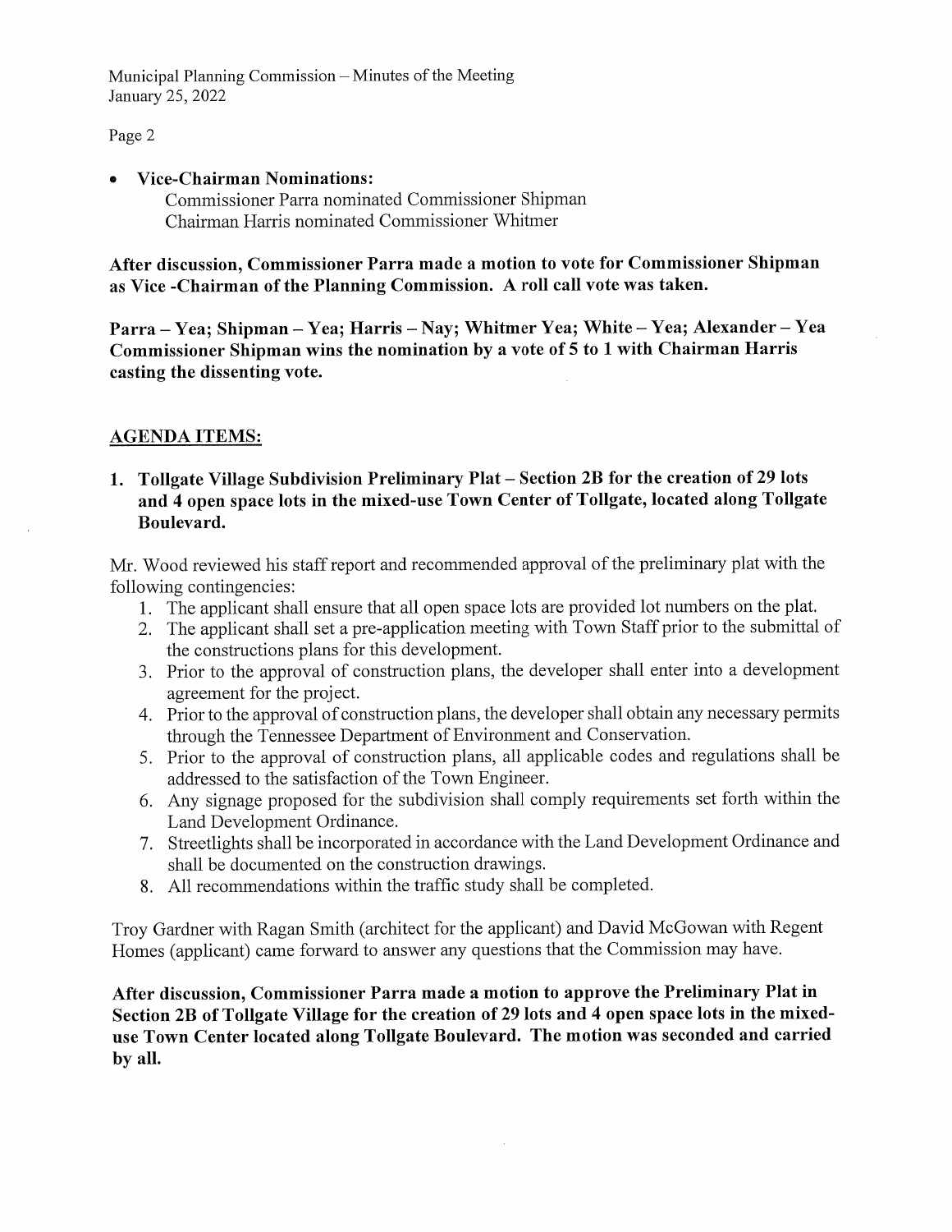- **Vice-Chairman Nominations:**
  Commissioner Parra nominated Commissioner Shipman
  Chairman Harris nominated Commissioner Whitmer

**After discussion, Commissioner Parra made a motion to vote for Commissioner Shipman as Vice -Chairman of the Planning Commission. A roll call vote was taken.**

**Parra – Yea; Shipman – Yea; Harris – Nay; Whitmer Yea; White – Yea; Alexander – Yea Commissioner Shipman wins the nomination by a vote of 5 to 1 with Chairman Harris casting the dissenting vote.**

## AGENDA ITEMS:

**1. Tollgate Village Subdivision Preliminary Plat – Section 2B for the creation of 29 lots and 4 open space lots in the mixed-use Town Center of Tollgate, located along Tollgate Boulevard.**

Mr. Wood reviewed his staff report and recommended approval of the preliminary plat with the following contingencies:

1. The applicant shall ensure that all open space lots are provided lot numbers on the plat.
2. The applicant shall set a pre-application meeting with Town Staff prior to the submittal of the constructions plans for this development.
3. Prior to the approval of construction plans, the developer shall enter into a development agreement for the project.
4. Prior to the approval of construction plans, the developer shall obtain any necessary permits through the Tennessee Department of Environment and Conservation.
5. Prior to the approval of construction plans, all applicable codes and regulations shall be addressed to the satisfaction of the Town Engineer.
6. Any signage proposed for the subdivision shall comply requirements set forth within the Land Development Ordinance.
7. Streetlights shall be incorporated in accordance with the Land Development Ordinance and shall be documented on the construction drawings.
8. All recommendations within the traffic study shall be completed.

Troy Gardner with Ragan Smith (architect for the applicant) and David McGowan with Regent Homes (applicant) came forward to answer any questions that the Commission may have.

**After discussion, Commissioner Parra made a motion to approve the Preliminary Plat in Section 2B of Tollgate Village for the creation of 29 lots and 4 open space lots in the mixed-use Town Center located along Tollgate Boulevard. The motion was seconded and carried by all.**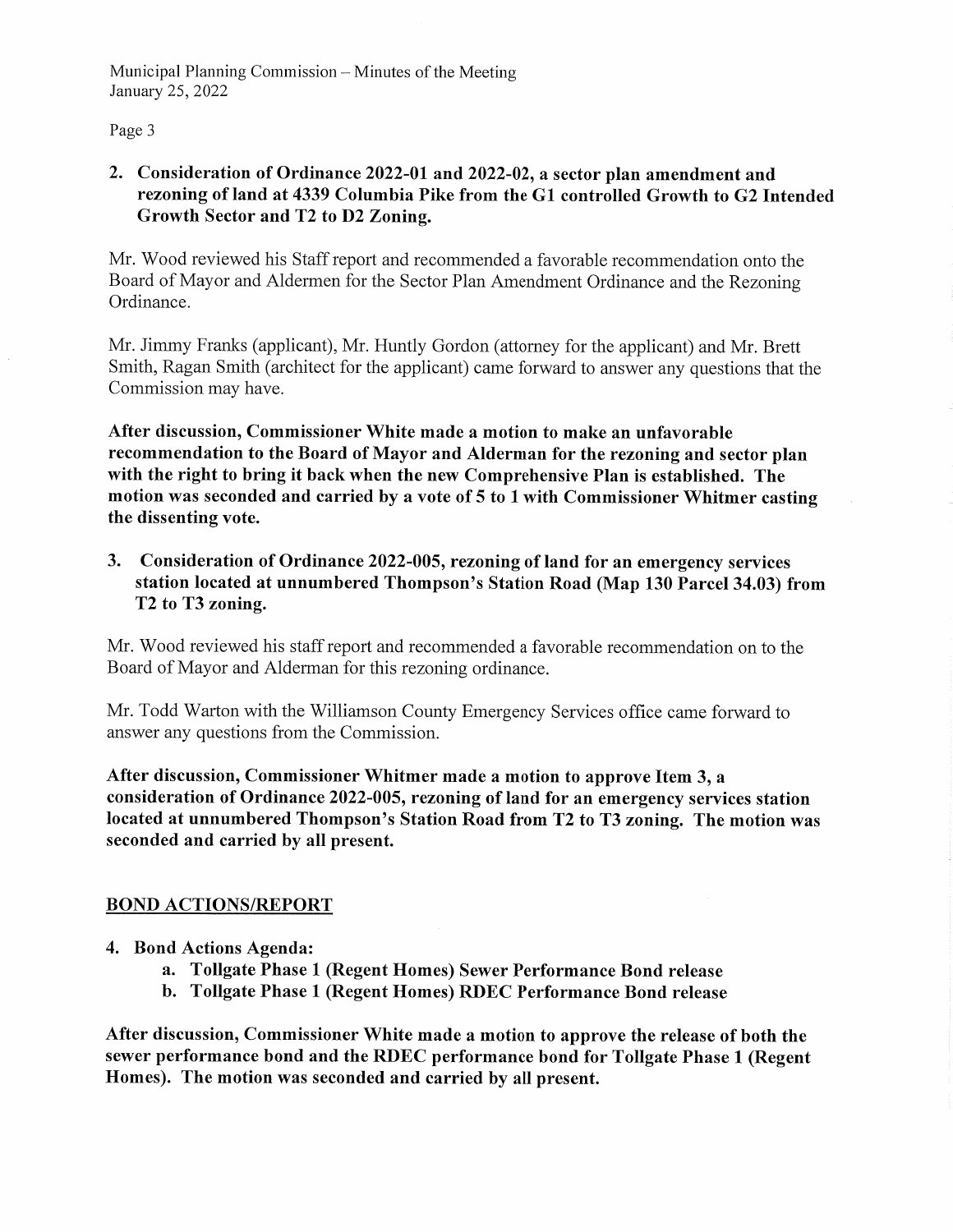**2. Consideration of Ordinance 2022-01 and 2022-02, a sector plan amendment and rezoning of land at 4339 Columbia Pike from the G1 controlled Growth to G2 Intended Growth Sector and T2 to D2 Zoning.**

Mr. Wood reviewed his Staff report and recommended a favorable recommendation onto the Board of Mayor and Aldermen for the Sector Plan Amendment Ordinance and the Rezoning Ordinance.

Mr. Jimmy Franks (applicant), Mr. Huntly Gordon (attorney for the applicant) and Mr. Brett Smith, Ragan Smith (architect for the applicant) came forward to answer any questions that the Commission may have.

**After discussion, Commissioner White made a motion to make an unfavorable recommendation to the Board of Mayor and Alderman for the rezoning and sector plan with the right to bring it back when the new Comprehensive Plan is established. The motion was seconded and carried by a vote of 5 to 1 with Commissioner Whitmer casting the dissenting vote.**

**3. Consideration of Ordinance 2022-005, rezoning of land for an emergency services station located at unnumbered Thompson's Station Road (Map 130 Parcel 34.03) from T2 to T3 zoning.**

Mr. Wood reviewed his staff report and recommended a favorable recommendation on to the Board of Mayor and Alderman for this rezoning ordinance.

Mr. Todd Warton with the Williamson County Emergency Services office came forward to answer any questions from the Commission.

**After discussion, Commissioner Whitmer made a motion to approve Item 3, a consideration of Ordinance 2022-005, rezoning of land for an emergency services station located at unnumbered Thompson's Station Road from T2 to T3 zoning. The motion was seconded and carried by all present.**

## BOND ACTIONS/REPORT

**4. Bond Actions Agenda:**

   **a. Tollgate Phase 1 (Regent Homes) Sewer Performance Bond release**

   **b. Tollgate Phase 1 (Regent Homes) RDEC Performance Bond release**

**After discussion, Commissioner White made a motion to approve the release of both the sewer performance bond and the RDEC performance bond for Tollgate Phase 1 (Regent Homes). The motion was seconded and carried by all present.**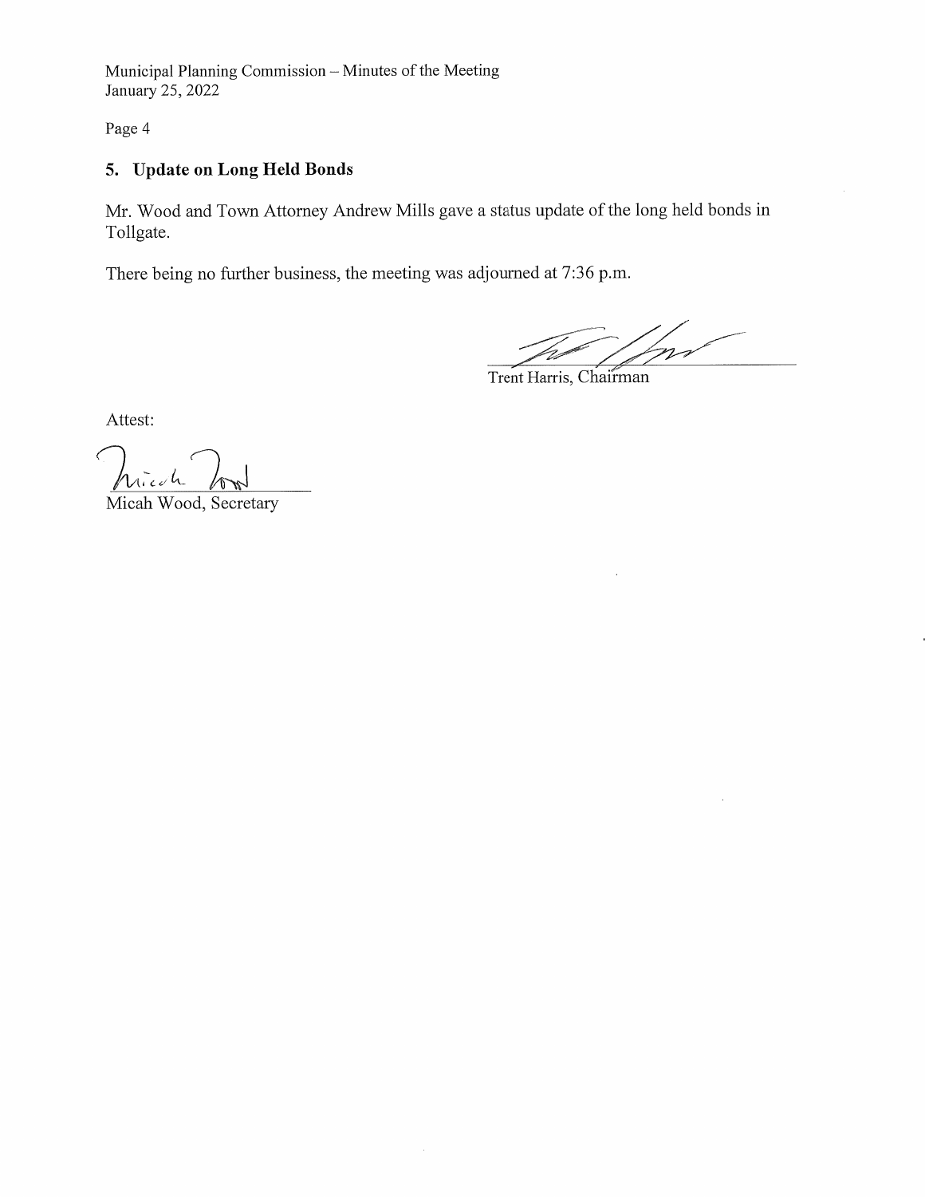## 5. Update on Long Held Bonds

Mr. Wood and Town Attorney Andrew Mills gave a status update of the long held bonds in Tollgate.

There being no further business, the meeting was adjourned at 7:36 p.m.

Trent Harris, Chairman

Attest:

Micah Wood, Secretary